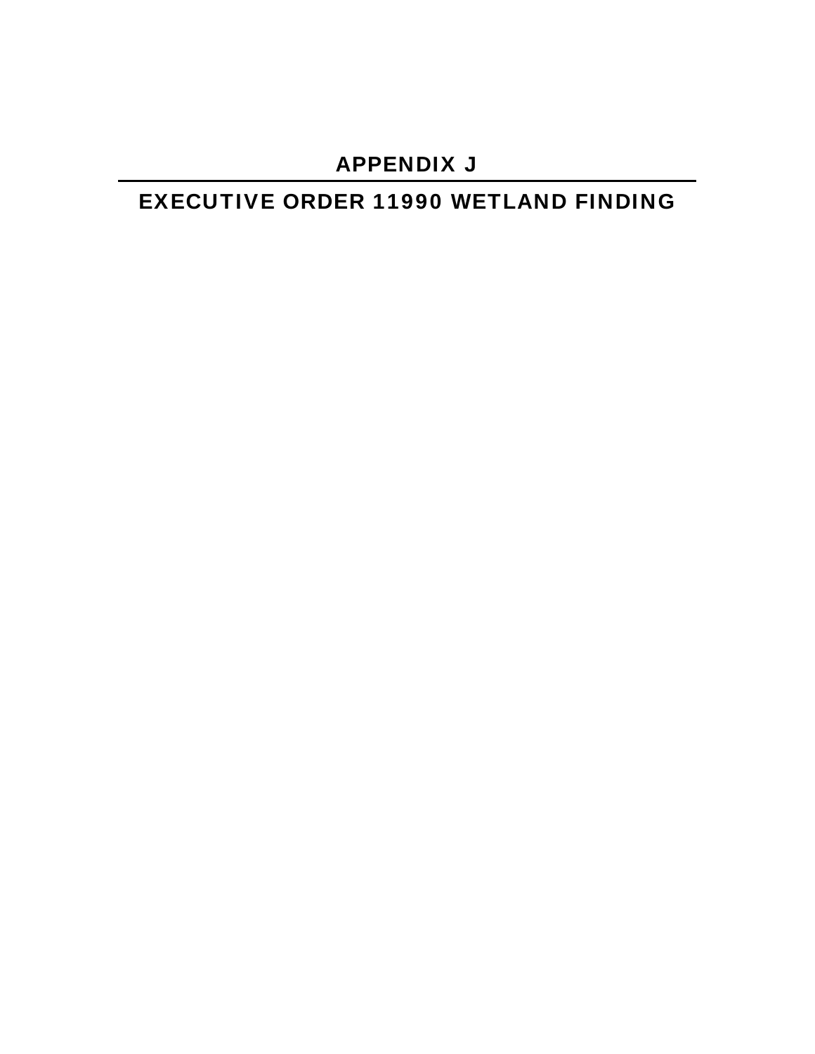# APPENDIX J

---

# EXECUTIVE ORDER 11990 WETLAND FINDING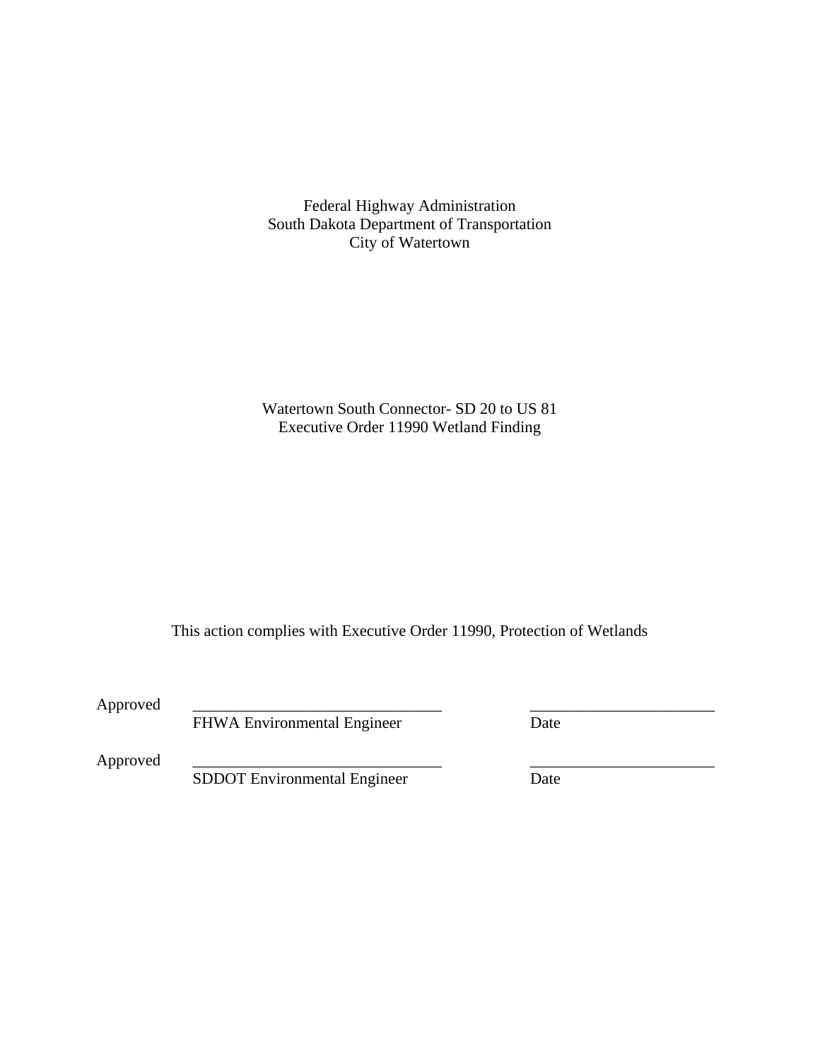Federal Highway Administration
South Dakota Department of Transportation
City of Watertown

Watertown South Connector- SD 20 to US 81
Executive Order 11990 Wetland Finding

This action complies with Executive Order 11990, Protection of Wetlands

Approved ______________________________ ______________________
FHWA Environmental Engineer Date

Approved ______________________________ ______________________
SDDOT Environmental Engineer Date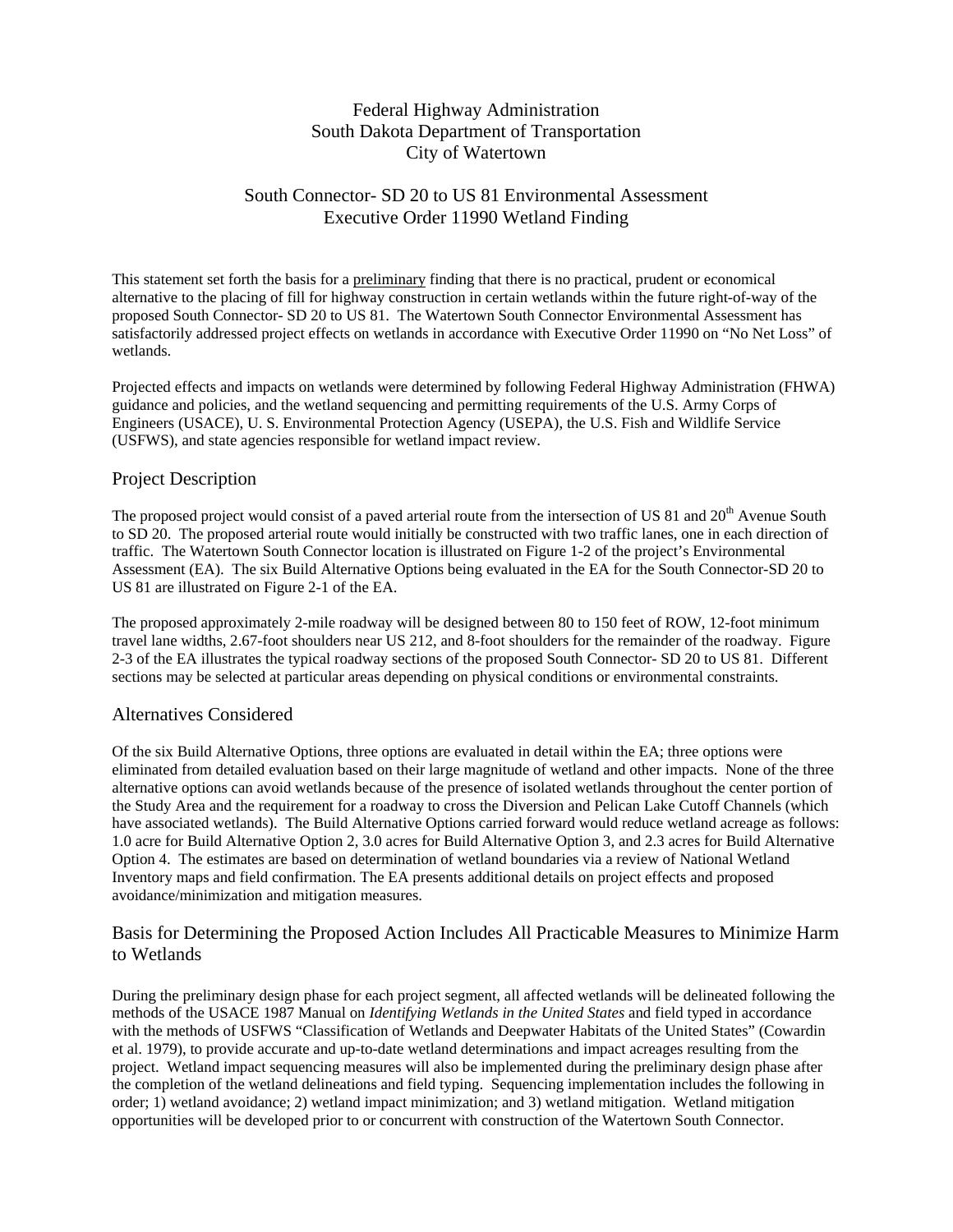Federal Highway Administration
South Dakota Department of Transportation
City of Watertown

South Connector- SD 20 to US 81 Environmental Assessment
Executive Order 11990 Wetland Finding

This statement set forth the basis for a preliminary finding that there is no practical, prudent or economical alternative to the placing of fill for highway construction in certain wetlands within the future right-of-way of the proposed South Connector- SD 20 to US 81. The Watertown South Connector Environmental Assessment has satisfactorily addressed project effects on wetlands in accordance with Executive Order 11990 on "No Net Loss" of wetlands.

Projected effects and impacts on wetlands were determined by following Federal Highway Administration (FHWA) guidance and policies, and the wetland sequencing and permitting requirements of the U.S. Army Corps of Engineers (USACE), U. S. Environmental Protection Agency (USEPA), the U.S. Fish and Wildlife Service (USFWS), and state agencies responsible for wetland impact review.

## Project Description

The proposed project would consist of a paved arterial route from the intersection of US 81 and 20th Avenue South to SD 20. The proposed arterial route would initially be constructed with two traffic lanes, one in each direction of traffic. The Watertown South Connector location is illustrated on Figure 1-2 of the project's Environmental Assessment (EA). The six Build Alternative Options being evaluated in the EA for the South Connector-SD 20 to US 81 are illustrated on Figure 2-1 of the EA.

The proposed approximately 2-mile roadway will be designed between 80 to 150 feet of ROW, 12-foot minimum travel lane widths, 2.67-foot shoulders near US 212, and 8-foot shoulders for the remainder of the roadway. Figure 2-3 of the EA illustrates the typical roadway sections of the proposed South Connector- SD 20 to US 81. Different sections may be selected at particular areas depending on physical conditions or environmental constraints.

## Alternatives Considered

Of the six Build Alternative Options, three options are evaluated in detail within the EA; three options were eliminated from detailed evaluation based on their large magnitude of wetland and other impacts. None of the three alternative options can avoid wetlands because of the presence of isolated wetlands throughout the center portion of the Study Area and the requirement for a roadway to cross the Diversion and Pelican Lake Cutoff Channels (which have associated wetlands). The Build Alternative Options carried forward would reduce wetland acreage as follows: 1.0 acre for Build Alternative Option 2, 3.0 acres for Build Alternative Option 3, and 2.3 acres for Build Alternative Option 4. The estimates are based on determination of wetland boundaries via a review of National Wetland Inventory maps and field confirmation. The EA presents additional details on project effects and proposed avoidance/minimization and mitigation measures.

## Basis for Determining the Proposed Action Includes All Practicable Measures to Minimize Harm to Wetlands

During the preliminary design phase for each project segment, all affected wetlands will be delineated following the methods of the USACE 1987 Manual on *Identifying Wetlands in the United States* and field typed in accordance with the methods of USFWS "Classification of Wetlands and Deepwater Habitats of the United States" (Cowardin et al. 1979), to provide accurate and up-to-date wetland determinations and impact acreages resulting from the project. Wetland impact sequencing measures will also be implemented during the preliminary design phase after the completion of the wetland delineations and field typing. Sequencing implementation includes the following in order; 1) wetland avoidance; 2) wetland impact minimization; and 3) wetland mitigation. Wetland mitigation opportunities will be developed prior to or concurrent with construction of the Watertown South Connector.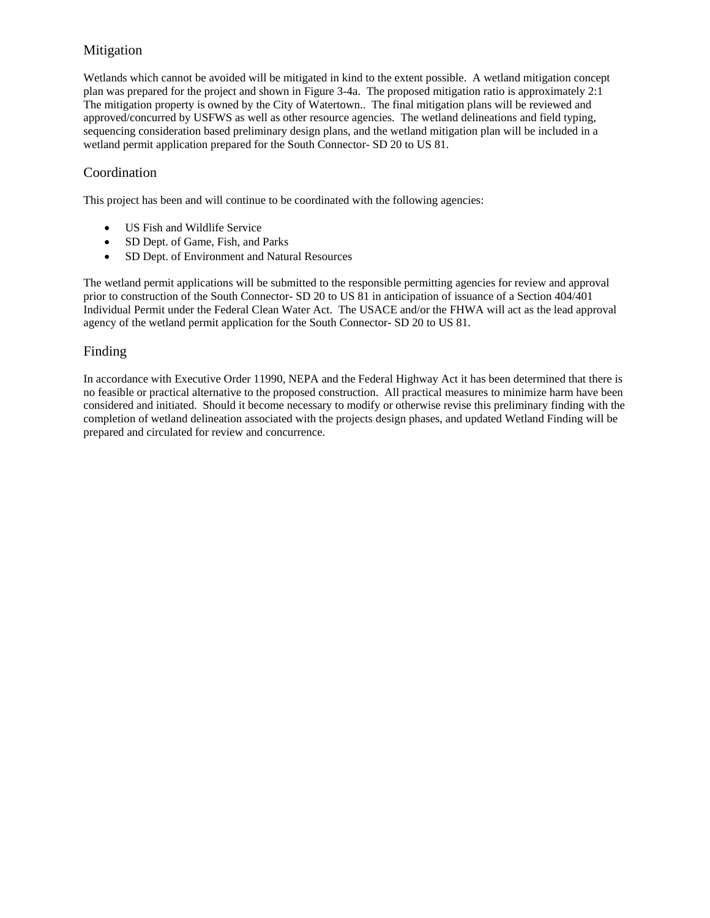## Mitigation

Wetlands which cannot be avoided will be mitigated in kind to the extent possible. A wetland mitigation concept plan was prepared for the project and shown in Figure 3-4a. The proposed mitigation ratio is approximately 2:1 The mitigation property is owned by the City of Watertown.. The final mitigation plans will be reviewed and approved/concurred by USFWS as well as other resource agencies. The wetland delineations and field typing, sequencing consideration based preliminary design plans, and the wetland mitigation plan will be included in a wetland permit application prepared for the South Connector- SD 20 to US 81.

## Coordination

This project has been and will continue to be coordinated with the following agencies:

- US Fish and Wildlife Service
- SD Dept. of Game, Fish, and Parks
- SD Dept. of Environment and Natural Resources

The wetland permit applications will be submitted to the responsible permitting agencies for review and approval prior to construction of the South Connector- SD 20 to US 81 in anticipation of issuance of a Section 404/401 Individual Permit under the Federal Clean Water Act. The USACE and/or the FHWA will act as the lead approval agency of the wetland permit application for the South Connector- SD 20 to US 81.

## Finding

In accordance with Executive Order 11990, NEPA and the Federal Highway Act it has been determined that there is no feasible or practical alternative to the proposed construction. All practical measures to minimize harm have been considered and initiated. Should it become necessary to modify or otherwise revise this preliminary finding with the completion of wetland delineation associated with the projects design phases, and updated Wetland Finding will be prepared and circulated for review and concurrence.